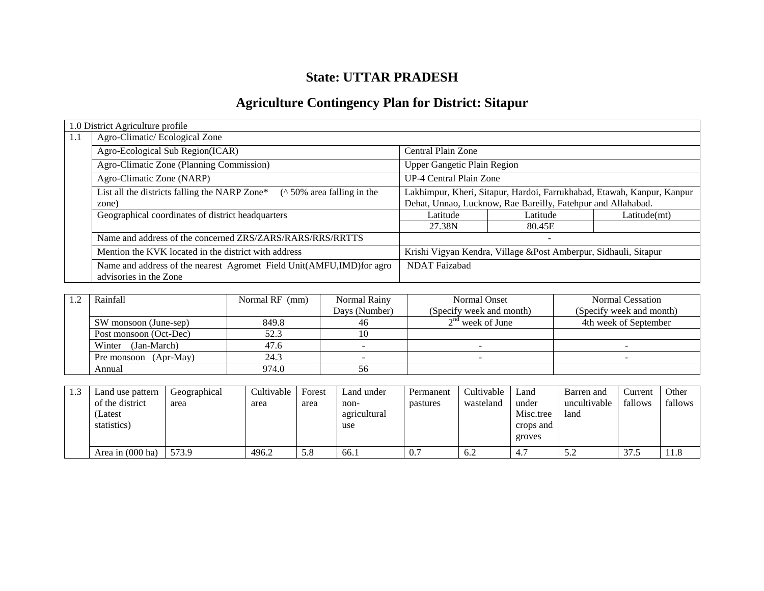# State: UTTAR PRADESH

## Agriculture Contingency Plan for District: Sitapur

| 1.0 District Agriculture profile | | | | |
|---|---|---|---|---|
| 1.1 | Agro-Climatic/ Ecological Zone | | | |
| | Agro-Ecological Sub Region(ICAR) | Central Plain Zone | | |
| | Agro-Climatic Zone (Planning Commission) | Upper Gangetic Plain Region | | |
| | Agro-Climatic Zone (NARP) | UP-4 Central Plain Zone | | |
| | List all the districts falling the NARP Zone* (^ 50% area falling in the zone) | Lakhimpur, Kheri, Sitapur, Hardoi, Farrukhabad, Etawah, Kanpur, Kanpur Dehat, Unnao, Lucknow, Rae Bareilly, Fatehpur and Allahabad. | | |
| | Geographical coordinates of district headquarters | Latitude | Latitude | Latitude(mt) |
| | | 27.38N | 80.45E | |
| | Name and address of the concerned ZRS/ZARS/RARS/RRS/RRTTS | - | | |
| | Mention the KVK located in the district with address | Krishi Vigyan Kendra, Village &Post Amberpur, Sidhauli, Sitapur | | |
| | Name and address of the nearest Agromet Field Unit(AMFU,IMD)for agro advisories in the Zone | NDAT Faizabad | | |

| 1.2 | Rainfall | Normal RF (mm) | Normal Rainy Days (Number) | Normal Onset (Specify week and month) | Normal Cessation (Specify week and month) |
|---|---|---|---|---|---|
| | SW monsoon (June-sep) | 849.8 | 46 | 2nd week of June | 4th week of September |
| | Post monsoon (Oct-Dec) | 52.3 | 10 | | |
| | Winter (Jan-March) | 47.6 | - | - | - |
| | Pre monsoon (Apr-May) | 24.3 | - | - | - |
| | Annual | 974.0 | 56 | | |

| 1.3 | Land use pattern of the district (Latest statistics) | Geographical area | Cultivable area | Forest area | Land under non-agricultural use | Permanent pastures | Cultivable wasteland | Land under Misc.tree crops and groves | Barren and uncultivable land | Current fallows | Other fallows |
|---|---|---|---|---|---|---|---|---|---|---|---|
| | Area in (000 ha) | 573.9 | 496.2 | 5.8 | 66.1 | 0.7 | 6.2 | 4.7 | 5.2 | 37.5 | 11.8 |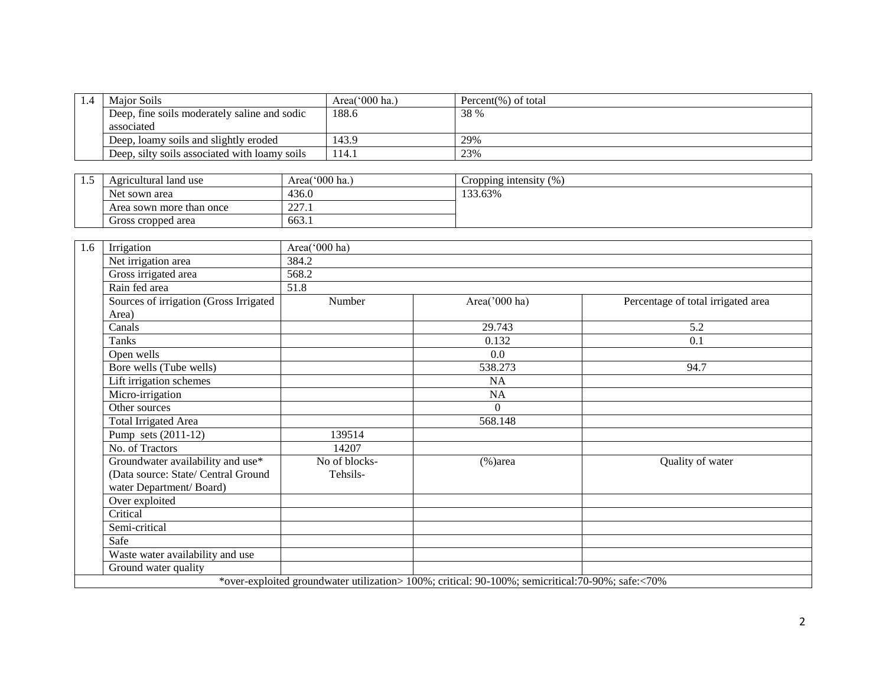| 1.4 | Major Soils | Area('000 ha.) | Percent(%) of total |
|---|---|---|---|
| | Deep, fine soils moderately saline and sodic associated | 188.6 | 38 % |
| | Deep, loamy soils and slightly eroded | 143.9 | 29% |
| | Deep, silty soils associated with loamy soils | 114.1 | 23% |

| 1.5 | Agricultural land use | Area('000 ha.) | Cropping intensity (%) |
|---|---|---|---|
| | Net sown area | 436.0 | 133.63% |
| | Area sown more than once | 227.1 | |
| | Gross cropped area | 663.1 | |

| 1.6 | Irrigation | Area('000 ha) | | |
|---|---|---|---|---|
| | Net irrigation area | 384.2 | | |
| | Gross irrigated area | 568.2 | | |
| | Rain fed area | 51.8 | | |
| | Sources of irrigation (Gross Irrigated Area) | Number | Area('000 ha) | Percentage of total irrigated area |
| | Canals | | 29.743 | 5.2 |
| | Tanks | | 0.132 | 0.1 |
| | Open wells | | 0.0 | |
| | Bore wells (Tube wells) | | 538.273 | 94.7 |
| | Lift irrigation schemes | | NA | |
| | Micro-irrigation | | NA | |
| | Other sources | | 0 | |
| | Total Irrigated Area | | 568.148 | |
| | Pump sets (2011-12) | 139514 | | |
| | No. of Tractors | 14207 | | |
| | Groundwater availability and use* (Data source: State/ Central Ground water Department/ Board) | No of blocks- Tehsils- | (%)area | Quality of water |
| | Over exploited | | | |
| | Critical | | | |
| | Semi-critical | | | |
| | Safe | | | |
| | Waste water availability and use | | | |
| | Ground water quality | | | |

*over-exploited groundwater utilization> 100%; critical: 90-100%; semicritical:70-90%; safe:<70%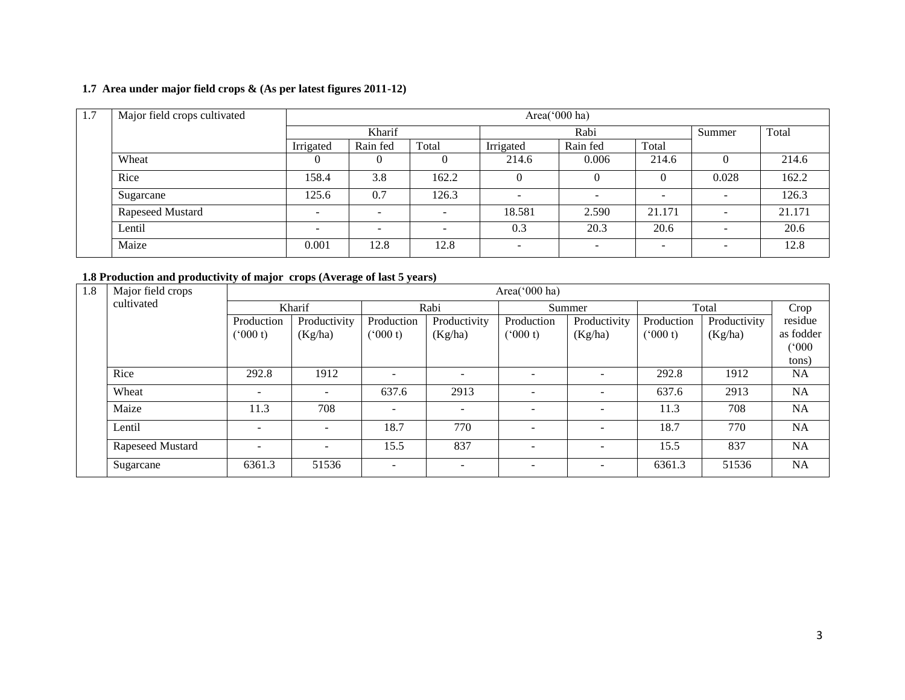**1.7 Area under major field crops & (As per latest figures 2011-12)**

| 1.7 | Major field crops cultivated | Area('000 ha) | | | | | | | |
|---|---|---|---|---|---|---|---|---|---|
| | | Kharif | | | Rabi | | | Summer | Total |
| | | Irrigated | Rain fed | Total | Irrigated | Rain fed | Total | | |
| | Wheat | 0 | 0 | 0 | 214.6 | 0.006 | 214.6 | 0 | 214.6 |
| | Rice | 158.4 | 3.8 | 162.2 | 0 | 0 | 0 | 0.028 | 162.2 |
| | Sugarcane | 125.6 | 0.7 | 126.3 | - | - | - | - | 126.3 |
| | Rapeseed Mustard | - | - | - | 18.581 | 2.590 | 21.171 | - | 21.171 |
| | Lentil | - | - | - | 0.3 | 20.3 | 20.6 | - | 20.6 |
| | Maize | 0.001 | 12.8 | 12.8 | - | - | - | - | 12.8 |

**1.8 Production and productivity of major crops (Average of last 5 years)**

| 1.8 | Major field crops cultivated | Area('000 ha) | | | | | | | | |
|---|---|---|---|---|---|---|---|---|---|---|
| | | Kharif | | Rabi | | Summer | | Total | | Crop residue as fodder ('000 tons) |
| | | Production ('000 t) | Productivity (Kg/ha) | Production ('000 t) | Productivity (Kg/ha) | Production ('000 t) | Productivity (Kg/ha) | Production ('000 t) | Productivity (Kg/ha) | |
| | Rice | 292.8 | 1912 | - | - | - | - | 292.8 | 1912 | NA |
| | Wheat | - | - | 637.6 | 2913 | - | - | 637.6 | 2913 | NA |
| | Maize | 11.3 | 708 | - | - | - | - | 11.3 | 708 | NA |
| | Lentil | - | - | 18.7 | 770 | - | - | 18.7 | 770 | NA |
| | Rapeseed Mustard | - | - | 15.5 | 837 | - | - | 15.5 | 837 | NA |
| | Sugarcane | 6361.3 | 51536 | - | - | - | - | 6361.3 | 51536 | NA |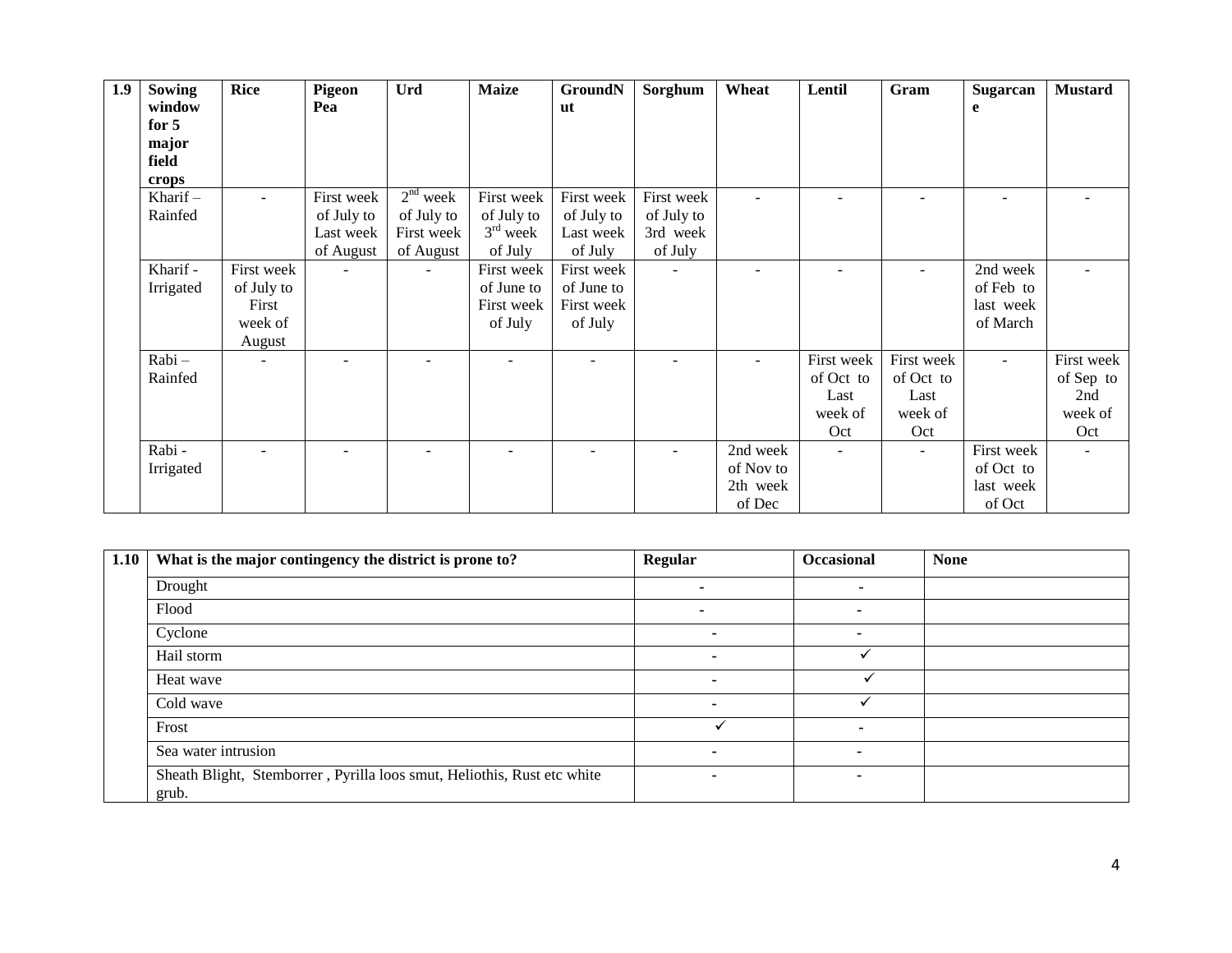| 1.9 | Sowing window for 5 major field crops | Rice | Pigeon Pea | Urd | Maize | GroundNut | Sorghum | Wheat | Lentil | Gram | Sugarcane | Mustard |
|---|---|---|---|---|---|---|---|---|---|---|---|---|
| | Kharif – Rainfed | - | First week of July to Last week of August | 2nd week of July to First week of August | First week of July to 3rd week of July | First week of July to Last week of July | First week of July to 3rd week of July | - | - | - | - | - |
| | Kharif - Irrigated | First week of July to First week of August | - | - | First week of June to First week of July | First week of June to First week of July | - | - | - | - | 2nd week of Feb to last week of March | - |
| | Rabi – Rainfed | - | - | - | - | - | - | - | First week of Oct to Last week of Oct | First week of Oct to Last week of Oct | - | First week of Sep to 2nd week of Oct |
| | Rabi - Irrigated | - | - | - | - | - | - | 2nd week of Nov to 2th week of Dec | - | - | First week of Oct to last week of Oct | - |

| 1.10 | What is the major contingency the district is prone to? | Regular | Occasional | None |
|---|---|---|---|---|
| | Drought | - | - | |
| | Flood | - | - | |
| | Cyclone | - | - | |
| | Hail storm | - | ✓ | |
| | Heat wave | - | ✓ | |
| | Cold wave | - | ✓ | |
| | Frost | ✓ | - | |
| | Sea water intrusion | - | - | |
| | Sheath Blight, Stemborrer , Pyrilla loos smut, Heliothis, Rust etc white grub. | - | - | |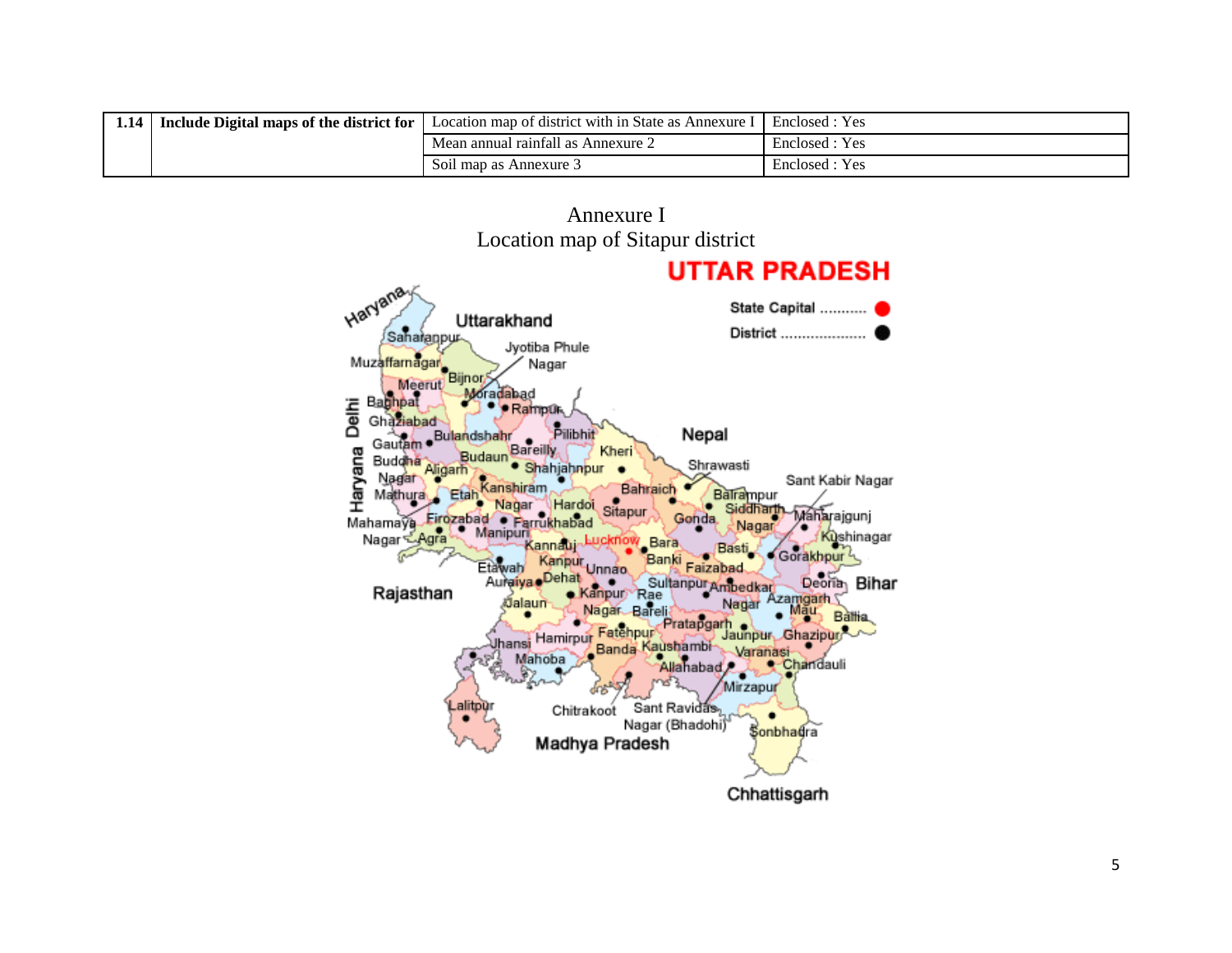| 1.14 | Include Digital maps of the district for | Location map of district with in State as Annexure I | Enclosed : Yes |
|---|---|---|---|
| | | Mean annual rainfall as Annexure 2 | Enclosed : Yes |
| | | Soil map as Annexure 3 | Enclosed : Yes |

## Annexure I
## Location map of Sitapur district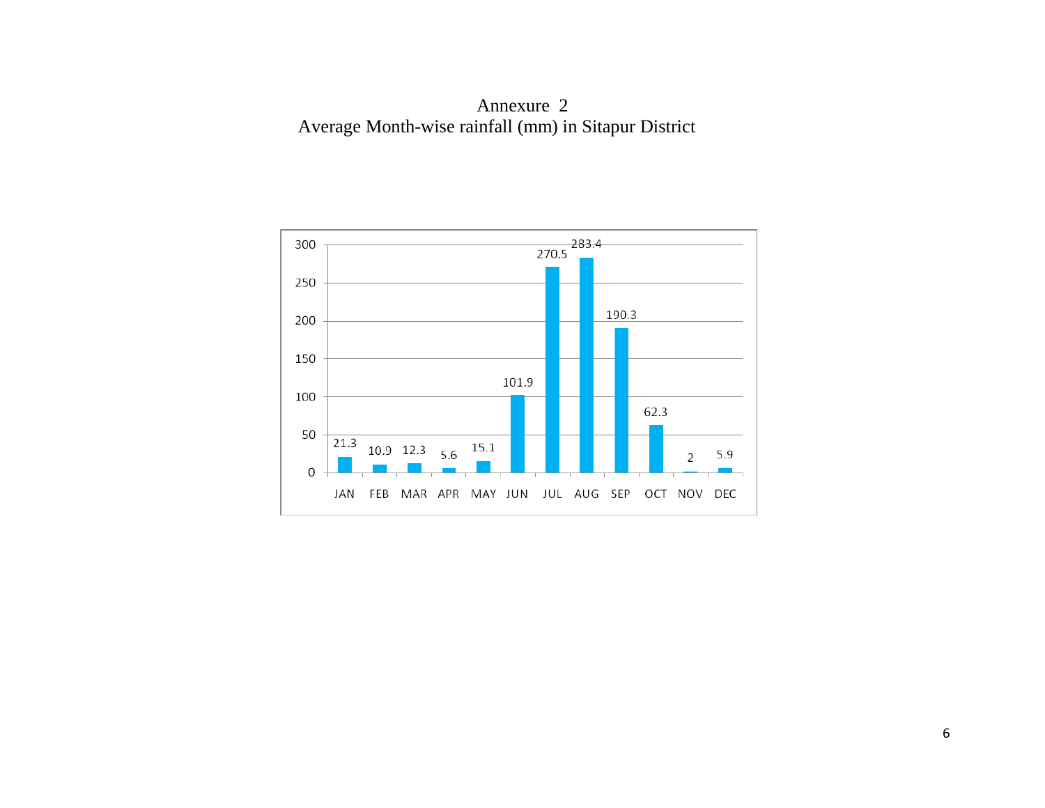# Annexure 2

## Average Month-wise rainfall (mm) in Sitapur District

| Month | Rainfall (mm) |
|---|---|
| JAN | 21.3 |
| FEB | 10.9 |
| MAR | 12.3 |
| APR | 5.6 |
| MAY | 15.1 |
| JUN | 101.9 |
| JUL | 270.5 |
| AUG | 283.4 |
| SEP | 190.3 |
| OCT | 62.3 |
| NOV | 2 |
| DEC | 5.9 |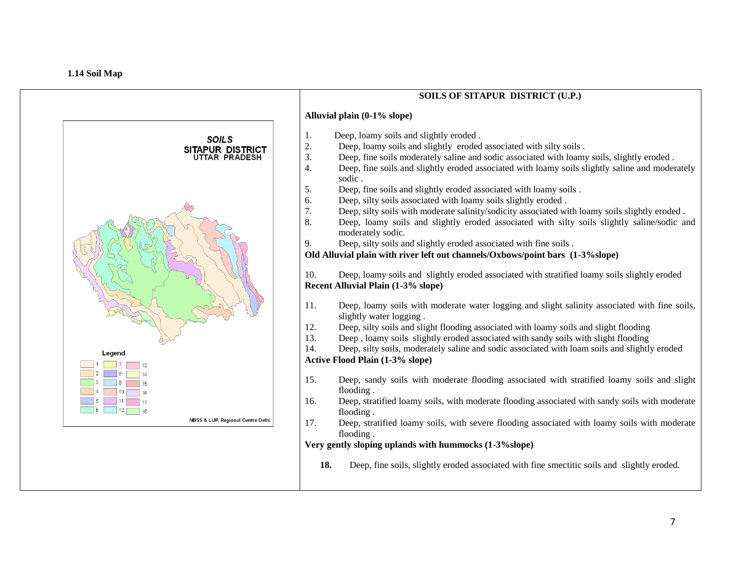## 1.14 Soil Map

**SOILS**
**SITAPUR DISTRICT**
**UTTAR PRADESH**

Legend

1 7 13
2 8 14
3 9 15
4 10 16
5 11 17
6 12 18

NBSS & LUP, Regional Centre Delhi

### SOILS OF SITAPUR DISTRICT (U.P.)

**Alluvial plain (0-1% slope)**

1. Deep, loamy soils and slightly eroded .
2. Deep, loamy soils and slightly eroded associated with silty soils .
3. Deep, fine soils moderately saline and sodic associated with loamy soils, slightly eroded .
4. Deep, fine soils and slightly eroded associated with loamy soils slightly saline and moderately sodic .
5. Deep, fine soils and slightly eroded associated with loamy soils .
6. Deep, silty soils associated with loamy soils slightly eroded .
7. Deep, silty soils with moderate salinity/sodicity associated with loamy soils slightly eroded .
8. Deep, loamy soils and slightly eroded associated with silty soils slightly saline/sodic and moderately sodic.
9. Deep, silty soils and slightly eroded associated with fine soils .

**Old Alluvial plain with river left out channels/Oxbows/point bars (1-3%slope)**

10. Deep, loamy soils and slightly eroded associated with stratified loamy soils slightly eroded

**Recent Alluvial Plain (1-3% slope)**

11. Deep, loamy soils with moderate water logging and slight salinity associated with fine soils, slightly water logging .
12. Deep, silty soils and slight flooding associated with loamy soils and slight flooding
13. Deep , loamy soils slightly eroded associated with sandy soils with slight flooding
14. Deep, silty soils, moderately saline and sodic associated with loam soils and slightly eroded

**Active Flood Plain (1-3% slope)**

15. Deep, sandy soils with moderate flooding associated with stratified loamy soils and slight flooding .
16. Deep, stratified loamy soils, with moderate flooding associated with sandy soils with moderate flooding .
17. Deep, stratified loamy soils, with severe flooding associated with loamy soils with moderate flooding .

**Very gently sloping uplands with hummocks (1-3%slope)**

**18.** Deep, fine soils, slightly eroded associated with fine smectitic soils and slightly eroded.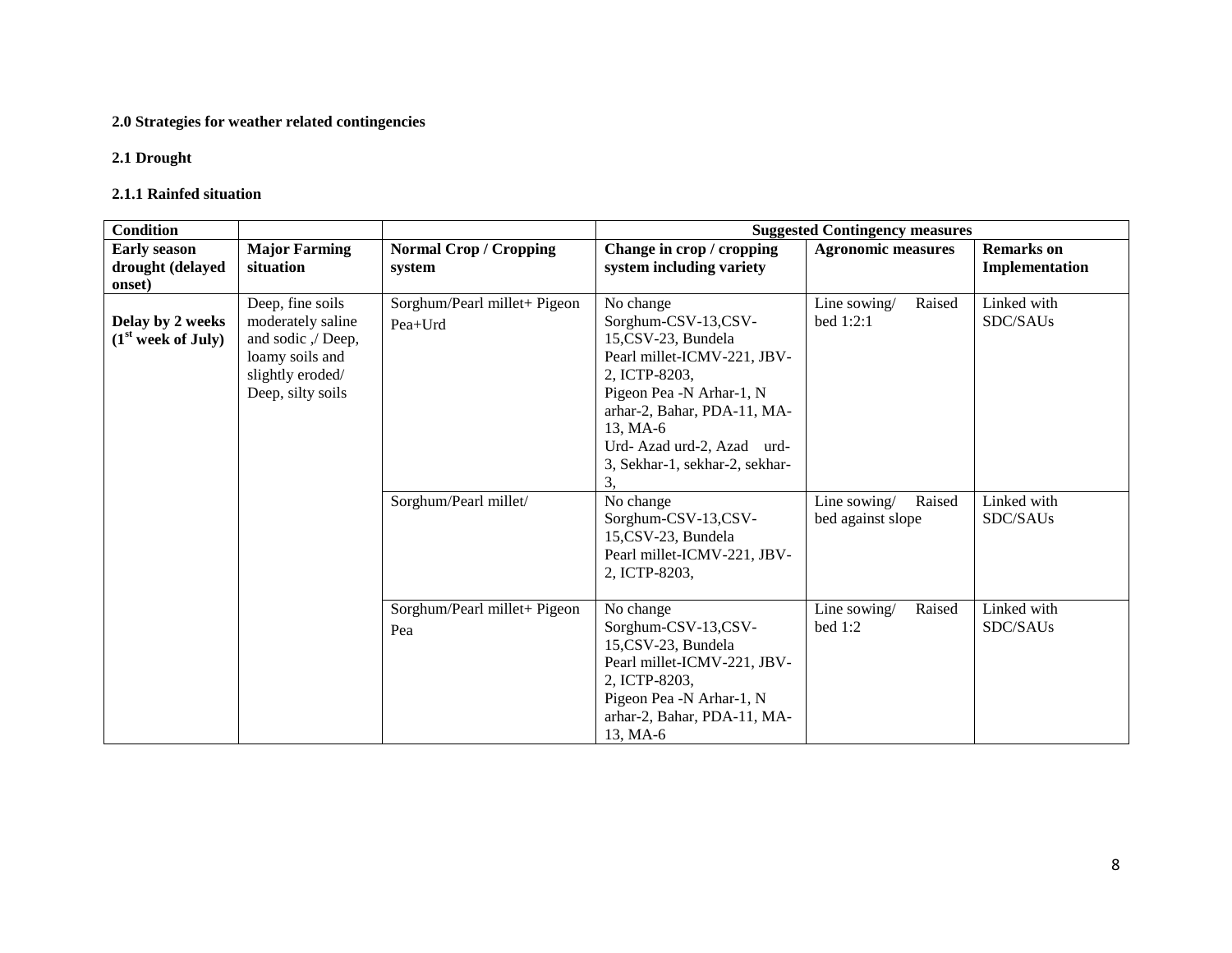**2.0 Strategies for weather related contingencies**

**2.1 Drought**

**2.1.1 Rainfed situation**

| Condition | | | Suggested Contingency measures | | |
|---|---|---|---|---|---|
| **Early season drought (delayed onset)** | **Major Farming situation** | **Normal Crop / Cropping system** | **Change in crop / cropping system including variety** | **Agronomic measures** | **Remarks on Implementation** |
| **Delay by 2 weeks (1st week of July)** | Deep, fine soils moderately saline and sodic ,/ Deep, loamy soils and slightly eroded/ Deep, silty soils | Sorghum/Pearl millet+ Pigeon Pea+Urd | No change<br>Sorghum-CSV-13,CSV-15,CSV-23, Bundela<br>Pearl millet-ICMV-221, JBV-2, ICTP-8203,<br>Pigeon Pea -N Arhar-1, N arhar-2, Bahar, PDA-11, MA-13, MA-6<br>Urd- Azad urd-2, Azad urd-3, Sekhar-1, sekhar-2, sekhar-3, | Line sowing/ Raised bed 1:2:1 | Linked with SDC/SAUs |
| | | Sorghum/Pearl millet/ | No change<br>Sorghum-CSV-13,CSV-15,CSV-23, Bundela<br>Pearl millet-ICMV-221, JBV-2, ICTP-8203, | Line sowing/ Raised bed against slope | Linked with SDC/SAUs |
| | | Sorghum/Pearl millet+ Pigeon Pea | No change<br>Sorghum-CSV-13,CSV-15,CSV-23, Bundela<br>Pearl millet-ICMV-221, JBV-2, ICTP-8203,<br>Pigeon Pea -N Arhar-1, N arhar-2, Bahar, PDA-11, MA-13, MA-6 | Line sowing/ Raised bed 1:2 | Linked with SDC/SAUs |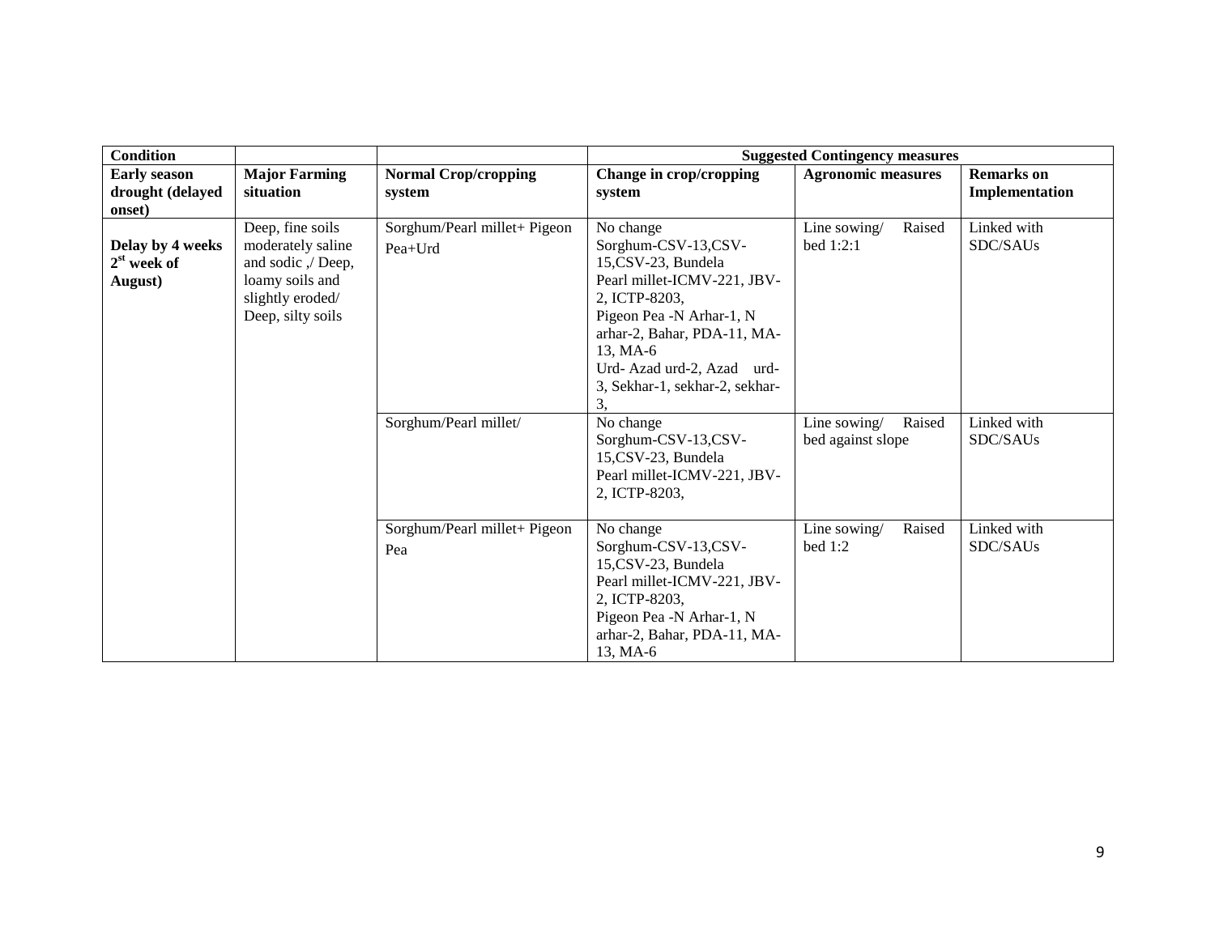| Condition | | | Suggested Contingency measures | | |
|---|---|---|---|---|---|
| **Early season drought (delayed onset)** | **Major Farming situation** | **Normal Crop/cropping system** | **Change in crop/cropping system** | **Agronomic measures** | **Remarks on Implementation** |
| **Delay by 4 weeks 2nd week of August)** | Deep, fine soils moderately saline and sodic ,/ Deep, loamy soils and slightly eroded/ Deep, silty soils | Sorghum/Pearl millet+ Pigeon Pea+Urd | No change Sorghum-CSV-13,CSV-15,CSV-23, Bundela Pearl millet-ICMV-221, JBV-2, ICTP-8203, Pigeon Pea -N Arhar-1, N arhar-2, Bahar, PDA-11, MA-13, MA-6 Urd- Azad urd-2, Azad urd-3, Sekhar-1, sekhar-2, sekhar-3, | Line sowing/ Raised bed 1:2:1 | Linked with SDC/SAUs |
| | | Sorghum/Pearl millet/ | No change Sorghum-CSV-13,CSV-15,CSV-23, Bundela Pearl millet-ICMV-221, JBV-2, ICTP-8203, | Line sowing/ Raised bed against slope | Linked with SDC/SAUs |
| | | Sorghum/Pearl millet+ Pigeon Pea | No change Sorghum-CSV-13,CSV-15,CSV-23, Bundela Pearl millet-ICMV-221, JBV-2, ICTP-8203, Pigeon Pea -N Arhar-1, N arhar-2, Bahar, PDA-11, MA-13, MA-6 | Line sowing/ Raised bed 1:2 | Linked with SDC/SAUs |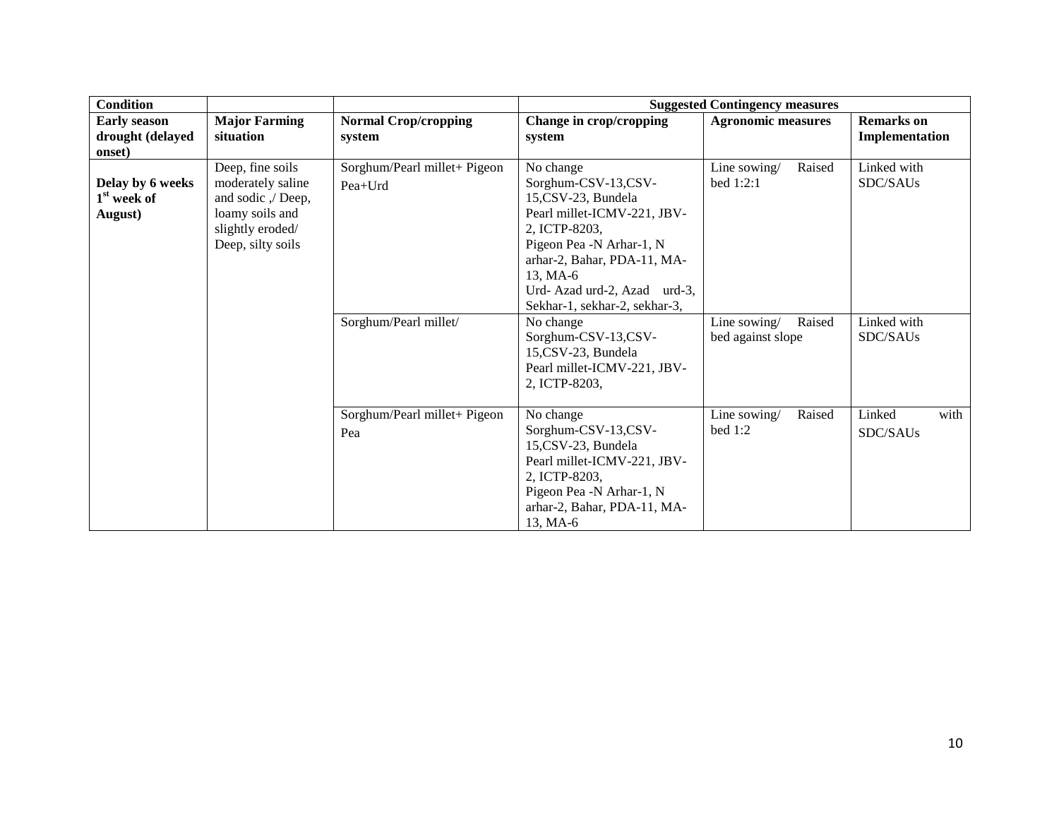| Condition | | | Suggested Contingency measures | | |
|---|---|---|---|---|---|
| **Early season drought (delayed onset)** | **Major Farming situation** | **Normal Crop/cropping system** | **Change in crop/cropping system** | **Agronomic measures** | **Remarks on Implementation** |
| **Delay by 6 weeks 1st week of August)** | Deep, fine soils moderately saline and sodic ,/ Deep, loamy soils and slightly eroded/ Deep, silty soils | Sorghum/Pearl millet+ Pigeon Pea+Urd | No change<br>Sorghum-CSV-13,CSV-15,CSV-23, Bundela<br>Pearl millet-ICMV-221, JBV-2, ICTP-8203,<br>Pigeon Pea -N Arhar-1, N arhar-2, Bahar, PDA-11, MA-13, MA-6<br>Urd- Azad urd-2, Azad urd-3, Sekhar-1, sekhar-2, sekhar-3, | Line sowing/ Raised bed 1:2:1 | Linked with SDC/SAUs |
| | | Sorghum/Pearl millet/ | No change<br>Sorghum-CSV-13,CSV-15,CSV-23, Bundela<br>Pearl millet-ICMV-221, JBV-2, ICTP-8203, | Line sowing/ Raised bed against slope | Linked with SDC/SAUs |
| | | Sorghum/Pearl millet+ Pigeon Pea | No change<br>Sorghum-CSV-13,CSV-15,CSV-23, Bundela<br>Pearl millet-ICMV-221, JBV-2, ICTP-8203,<br>Pigeon Pea -N Arhar-1, N arhar-2, Bahar, PDA-11, MA-13, MA-6 | Line sowing/ Raised bed 1:2 | Linked with SDC/SAUs |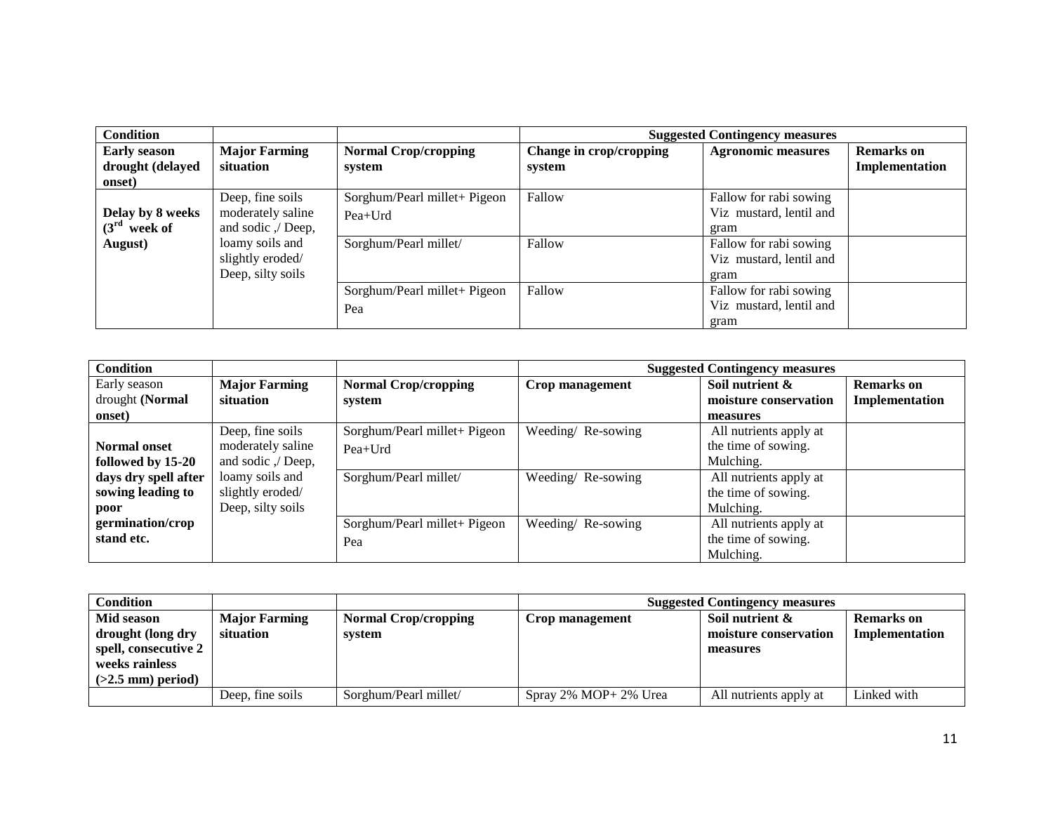| **Condition** | | | **Suggested Contingency measures** | | |
|---|---|---|---|---|---|
| **Early season drought (delayed onset)** | **Major Farming situation** | **Normal Crop/cropping system** | **Change in crop/cropping system** | **Agronomic measures** | **Remarks on Implementation** |
| **Delay by 8 weeks (3rd week of August)** | Deep, fine soils moderately saline and sodic ,/ Deep, loamy soils and slightly eroded/ Deep, silty soils | Sorghum/Pearl millet+ Pigeon Pea+Urd | Fallow | Fallow for rabi sowing Viz mustard, lentil and gram | |
| | | Sorghum/Pearl millet/ | Fallow | Fallow for rabi sowing Viz mustard, lentil and gram | |
| | | Sorghum/Pearl millet+ Pigeon Pea | Fallow | Fallow for rabi sowing Viz mustard, lentil and gram | |

| **Condition** | | | **Suggested Contingency measures** | | |
|---|---|---|---|---|---|
| Early season drought **(Normal onset)** | **Major Farming situation** | **Normal Crop/cropping system** | **Crop management** | **Soil nutrient & moisture conservation measures** | **Remarks on Implementation** |
| **Normal onset followed by 15-20 days dry spell after sowing leading to poor germination/crop stand etc.** | Deep, fine soils moderately saline and sodic ,/ Deep, loamy soils and slightly eroded/ Deep, silty soils | Sorghum/Pearl millet+ Pigeon Pea+Urd | Weeding/ Re-sowing | All nutrients apply at the time of sowing. Mulching. | |
| | | Sorghum/Pearl millet/ | Weeding/ Re-sowing | All nutrients apply at the time of sowing. Mulching. | |
| | | Sorghum/Pearl millet+ Pigeon Pea | Weeding/ Re-sowing | All nutrients apply at the time of sowing. Mulching. | |

| **Condition** | | | **Suggested Contingency measures** | | |
|---|---|---|---|---|---|
| **Mid season drought (long dry spell, consecutive 2 weeks rainless (>2.5 mm) period)** | **Major Farming situation** | **Normal Crop/cropping system** | **Crop management** | **Soil nutrient & moisture conservation measures** | **Remarks on Implementation** |
| | Deep, fine soils | Sorghum/Pearl millet/ | Spray 2% MOP+ 2% Urea | All nutrients apply at | Linked with |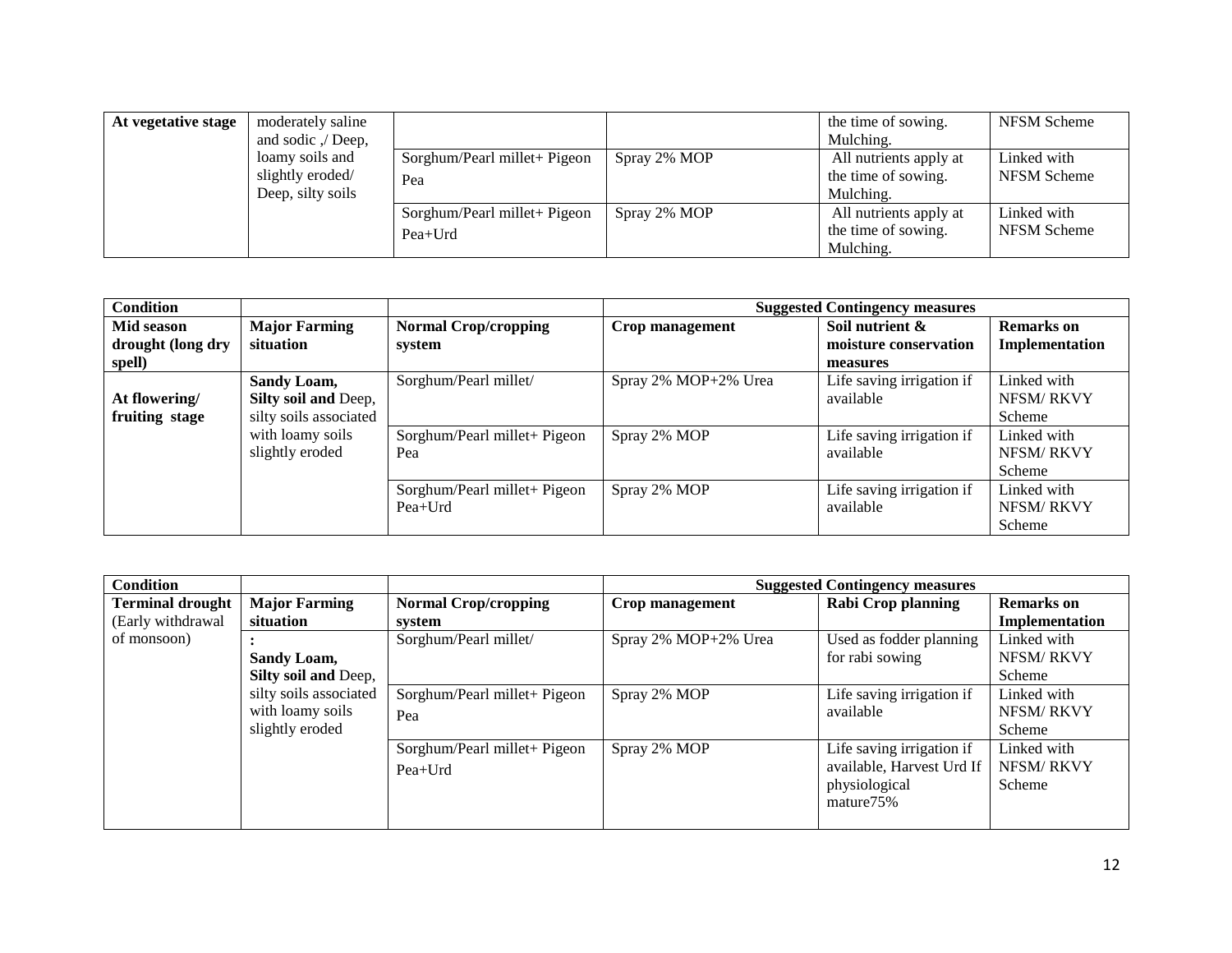| At vegetative stage | moderately saline and sodic ,/ Deep, loamy soils and slightly eroded/ Deep, silty soils | | | the time of sowing. Mulching. | NFSM Scheme |
|---|---|---|---|---|---|
| | | Sorghum/Pearl millet+ Pigeon Pea | Spray 2% MOP | All nutrients apply at the time of sowing. Mulching. | Linked with NFSM Scheme |
| | | Sorghum/Pearl millet+ Pigeon Pea+Urd | Spray 2% MOP | All nutrients apply at the time of sowing. Mulching. | Linked with NFSM Scheme |

| **Condition** | | | **Suggested Contingency measures** | | |
|---|---|---|---|---|---|
| **Mid season drought (long dry spell)** | **Major Farming situation** | **Normal Crop/cropping system** | **Crop management** | **Soil nutrient & moisture conservation measures** | **Remarks on Implementation** |
| **At flowering/ fruiting stage** | **Sandy Loam, Silty soil and** Deep, silty soils associated with loamy soils slightly eroded | Sorghum/Pearl millet/ | Spray 2% MOP+2% Urea | Life saving irrigation if available | Linked with NFSM/ RKVY Scheme |
| | | Sorghum/Pearl millet+ Pigeon Pea | Spray 2% MOP | Life saving irrigation if available | Linked with NFSM/ RKVY Scheme |
| | | Sorghum/Pearl millet+ Pigeon Pea+Urd | Spray 2% MOP | Life saving irrigation if available | Linked with NFSM/ RKVY Scheme |

| **Condition** | | | **Suggested Contingency measures** | | |
|---|---|---|---|---|---|
| **Terminal drought** (Early withdrawal of monsoon) | **Major Farming situation** | **Normal Crop/cropping system** | **Crop management** | **Rabi Crop planning** | **Remarks on Implementation** |
| | **: Sandy Loam, Silty soil and** Deep, silty soils associated with loamy soils slightly eroded | Sorghum/Pearl millet/ | Spray 2% MOP+2% Urea | Used as fodder planning for rabi sowing | Linked with NFSM/ RKVY Scheme |
| | | Sorghum/Pearl millet+ Pigeon Pea | Spray 2% MOP | Life saving irrigation if available | Linked with NFSM/ RKVY Scheme |
| | | Sorghum/Pearl millet+ Pigeon Pea+Urd | Spray 2% MOP | Life saving irrigation if available, Harvest Urd If physiological mature75% | Linked with NFSM/ RKVY Scheme |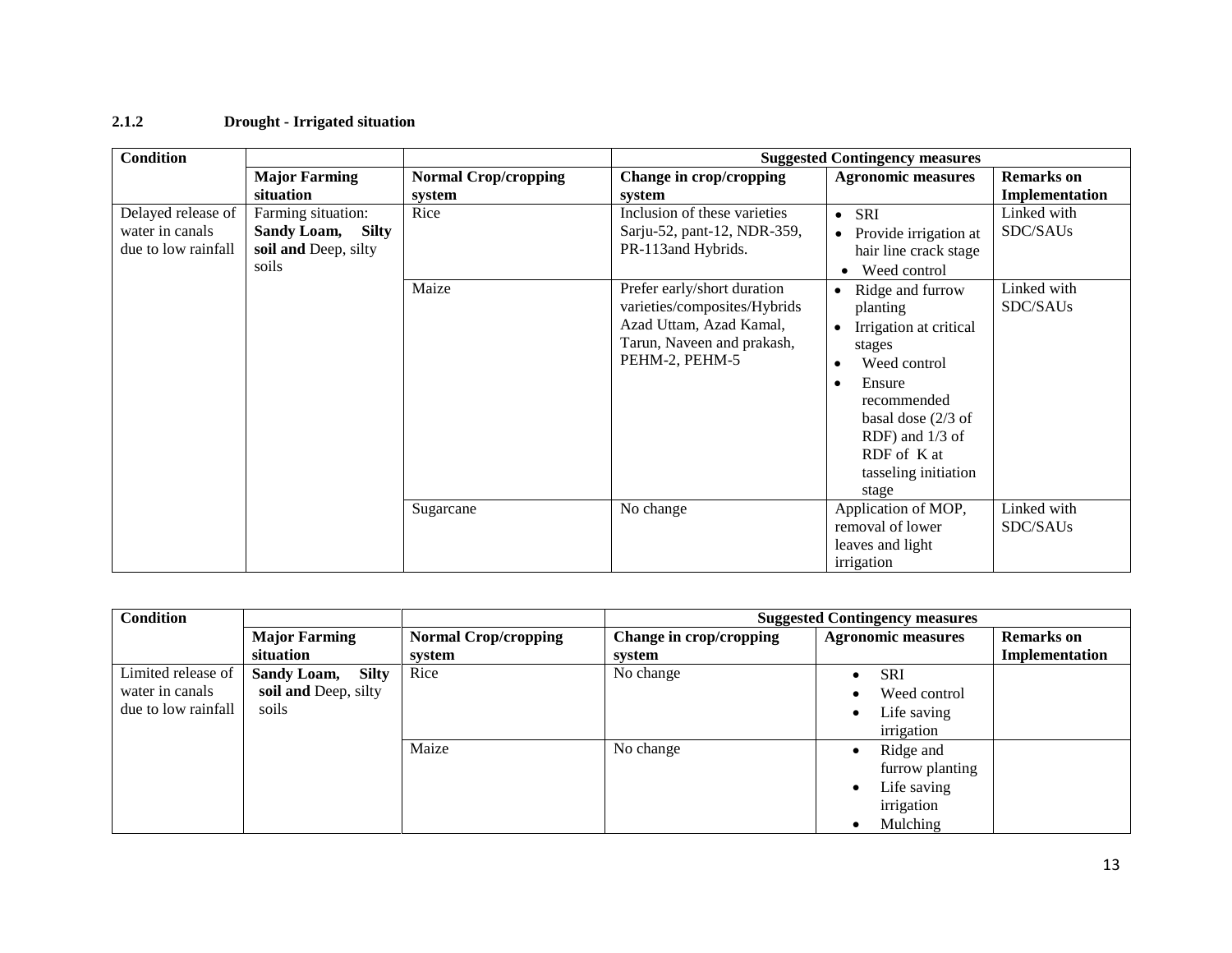### 2.1.2 Drought - Irrigated situation

| Condition | | | Suggested Contingency measures | | |
|---|---|---|---|---|---|
| | Major Farming situation | Normal Crop/cropping system | Change in crop/cropping system | Agronomic measures | Remarks on Implementation |
| Delayed release of water in canals due to low rainfall | Farming situation: **Sandy Loam, Silty soil and** Deep, silty soils | Rice | Inclusion of these varieties Sarju-52, pant-12, NDR-359, PR-113and Hybrids. | • SRI<br>• Provide irrigation at hair line crack stage<br>• Weed control | Linked with SDC/SAUs |
| | | Maize | Prefer early/short duration varieties/composites/Hybrids Azad Uttam, Azad Kamal, Tarun, Naveen and prakash, PEHM-2, PEHM-5 | • Ridge and furrow planting<br>• Irrigation at critical stages<br>• Weed control<br>• Ensure recommended basal dose (2/3 of RDF) and 1/3 of RDF of K at tasseling initiation stage | Linked with SDC/SAUs |
| | | Sugarcane | No change | Application of MOP, removal of lower leaves and light irrigation | Linked with SDC/SAUs |

| Condition | | | Suggested Contingency measures | | |
|---|---|---|---|---|---|
| | Major Farming situation | Normal Crop/cropping system | Change in crop/cropping system | Agronomic measures | Remarks on Implementation |
| Limited release of water in canals due to low rainfall | **Sandy Loam, Silty soil and** Deep, silty soils | Rice | No change | • SRI<br>• Weed control<br>• Life saving irrigation | |
| | | Maize | No change | • Ridge and furrow planting<br>• Life saving irrigation<br>• Mulching | |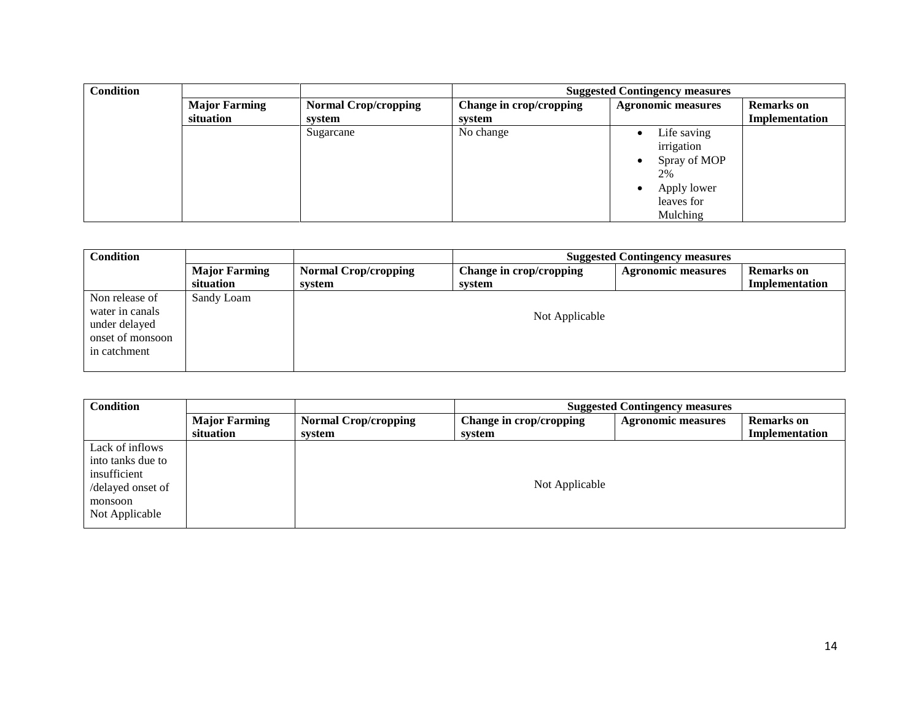| Condition | | | Suggested Contingency measures | | |
|---|---|---|---|---|---|
| | Major Farming situation | Normal Crop/cropping system | Change in crop/cropping system | Agronomic measures | Remarks on Implementation |
| | | Sugarcane | No change | • Life saving irrigation<br>• Spray of MOP 2%<br>• Apply lower leaves for Mulching | |

| Condition | | | Suggested Contingency measures | | |
|---|---|---|---|---|---|
| | Major Farming situation | Normal Crop/cropping system | Change in crop/cropping system | Agronomic measures | Remarks on Implementation |
| Non release of water in canals under delayed onset of monsoon in catchment | Sandy Loam | Not Applicable | | | |

| Condition | | | Suggested Contingency measures | | |
|---|---|---|---|---|---|
| | Major Farming situation | Normal Crop/cropping system | Change in crop/cropping system | Agronomic measures | Remarks on Implementation |
| Lack of inflows into tanks due to insufficient /delayed onset of monsoon Not Applicable | | Not Applicable | | | |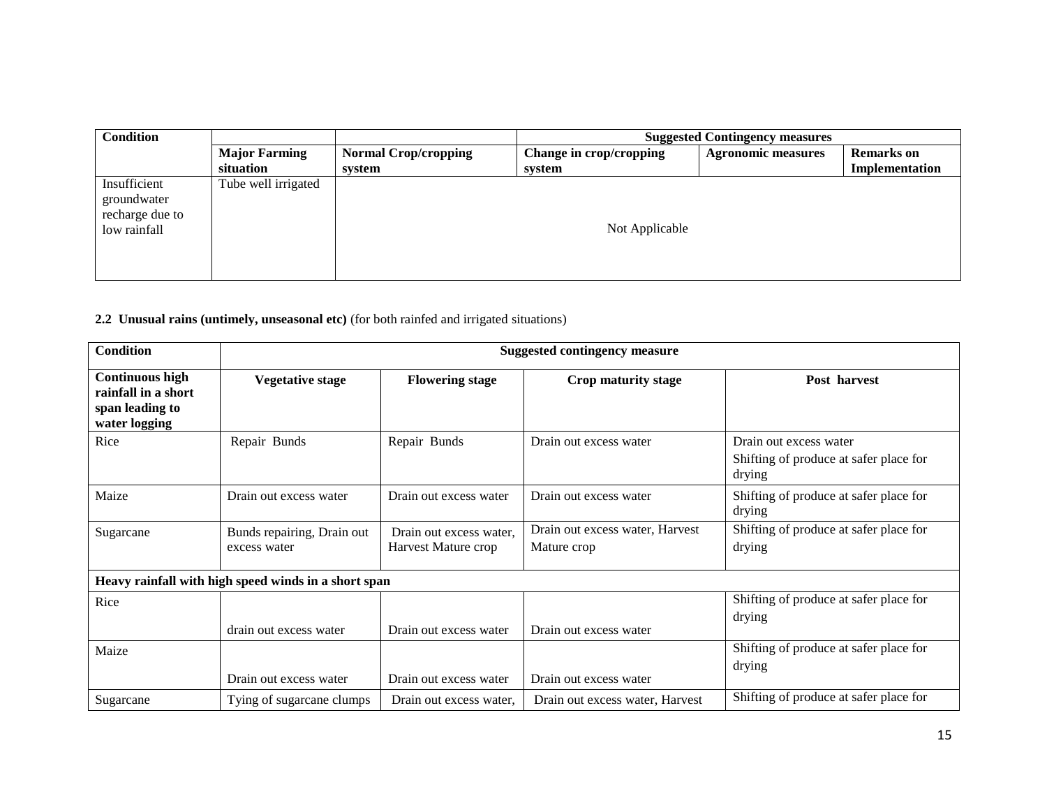| Condition | | | Suggested Contingency measures | | |
|---|---|---|---|---|---|
| | **Major Farming situation** | **Normal Crop/cropping system** | **Change in crop/cropping system** | **Agronomic measures** | **Remarks on Implementation** |
| Insufficient groundwater recharge due to low rainfall | Tube well irrigated | Not Applicable | | | |

**2.2 Unusual rains (untimely, unseasonal etc)** (for both rainfed and irrigated situations)

| Condition | Suggested contingency measure | | | |
|---|---|---|---|---|
| **Continuous high rainfall in a short span leading to water logging** | **Vegetative stage** | **Flowering stage** | **Crop maturity stage** | **Post harvest** |
| Rice | Repair Bunds | Repair Bunds | Drain out excess water | Drain out excess water<br>Shifting of produce at safer place for drying |
| Maize | Drain out excess water | Drain out excess water | Drain out excess water | Shifting of produce at safer place for drying |
| Sugarcane | Bunds repairing, Drain out excess water | Drain out excess water, Harvest Mature crop | Drain out excess water, Harvest Mature crop | Shifting of produce at safer place for drying |
| **Heavy rainfall with high speed winds in a short span** | | | | |
| Rice | drain out excess water | Drain out excess water | Drain out excess water | Shifting of produce at safer place for drying |
| Maize | Drain out excess water | Drain out excess water | Drain out excess water | Shifting of produce at safer place for drying |
| Sugarcane | Tying of sugarcane clumps | Drain out excess water, | Drain out excess water, Harvest | Shifting of produce at safer place for |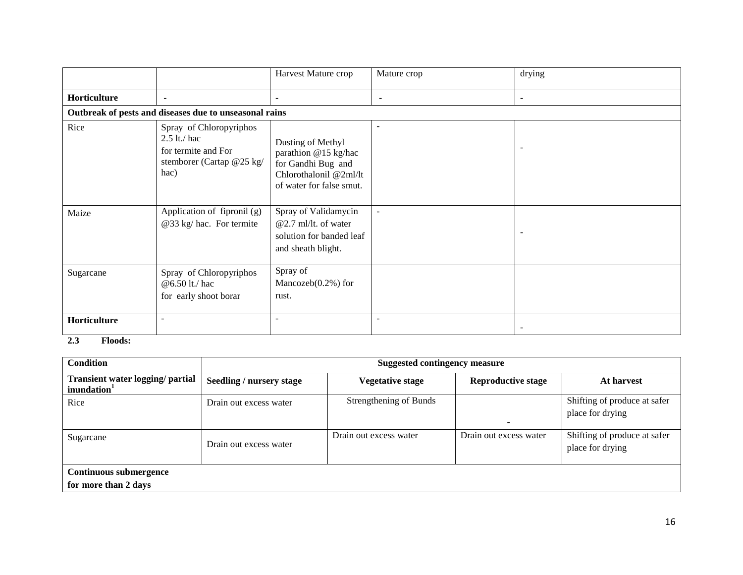| | | | | |
|---|---|---|---|---|
| | | Harvest Mature crop | Mature crop | drying |
| **Horticulture** | - | - | - | - |
| **Outbreak of pests and diseases due to unseasonal rains** | | | | |
| Rice | Spray of Chloropyriphos 2.5 lt./ hac for termite and For stemborer (Cartap @25 kg/ hac) | Dusting of Methyl parathion @15 kg/hac for Gandhi Bug and Chlorothalonil @2ml/lt of water for false smut. | - | - |
| Maize | Application of fipronil (g) @33 kg/ hac. For termite | Spray of Validamycin @2.7 ml/lt. of water solution for banded leaf and sheath blight. | - | - |
| Sugarcane | Spray of Chloropyriphos @6.50 lt./ hac for early shoot borar | Spray of Mancozeb(0.2%) for rust. | | |
| **Horticulture** | - | - | - | - |

**2.3 Floods:**

| Condition | Suggested contingency measure | | | |
|---|---|---|---|---|
| **Transient water logging/ partial inundation[1]** | **Seedling / nursery stage** | **Vegetative stage** | **Reproductive stage** | **At harvest** |
| Rice | Drain out excess water | Strengthening of Bunds | - | Shifting of produce at safer place for drying |
| Sugarcane | Drain out excess water | Drain out excess water | Drain out excess water | Shifting of produce at safer place for drying |
| **Continuous submergence for more than 2 days** | | | | |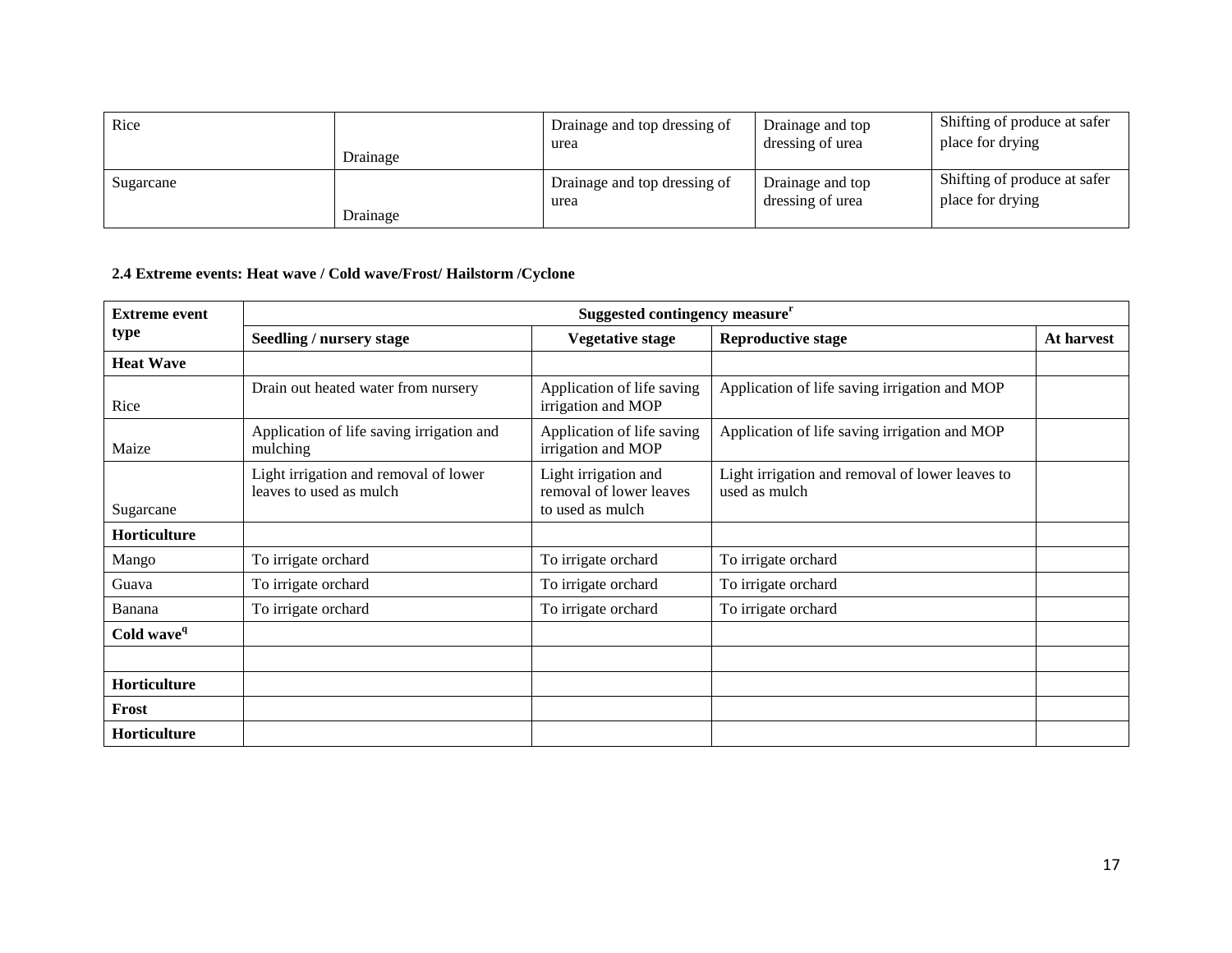| Rice | Drainage | Drainage and top dressing of urea | Drainage and top dressing of urea | Shifting of produce at safer place for drying |
|---|---|---|---|---|
| Sugarcane | Drainage | Drainage and top dressing of urea | Drainage and top dressing of urea | Shifting of produce at safer place for drying |

**2.4 Extreme events: Heat wave / Cold wave/Frost/ Hailstorm /Cyclone**

| Extreme event type | Suggested contingency measure[r] | | | |
|---|---|---|---|---|
| | **Seedling / nursery stage** | **Vegetative stage** | **Reproductive stage** | **At harvest** |
| **Heat Wave** | | | | |
| Rice | Drain out heated water from nursery | Application of life saving irrigation and MOP | Application of life saving irrigation and MOP | |
| Maize | Application of life saving irrigation and mulching | Application of life saving irrigation and MOP | Application of life saving irrigation and MOP | |
| Sugarcane | Light irrigation and removal of lower leaves to used as mulch | Light irrigation and removal of lower leaves to used as mulch | Light irrigation and removal of lower leaves to used as mulch | |
| **Horticulture** | | | | |
| Mango | To irrigate orchard | To irrigate orchard | To irrigate orchard | |
| Guava | To irrigate orchard | To irrigate orchard | To irrigate orchard | |
| Banana | To irrigate orchard | To irrigate orchard | To irrigate orchard | |
| **Cold wave[q]** | | | | |
| | | | | |
| **Horticulture** | | | | |
| **Frost** | | | | |
| **Horticulture** | | | | |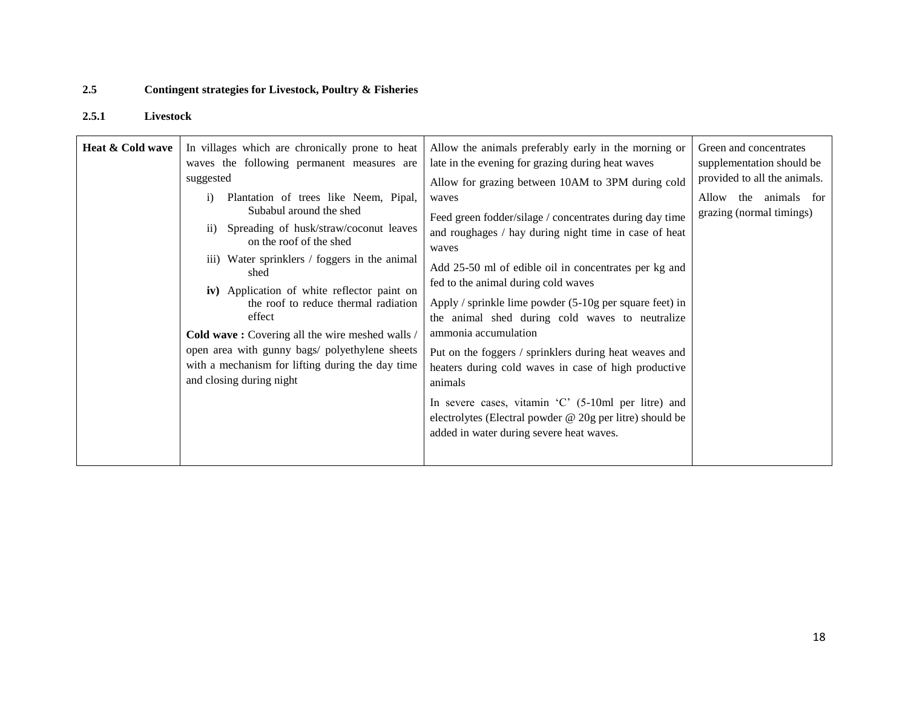## 2.5 Contingent strategies for Livestock, Poultry & Fisheries

### 2.5.1 Livestock

| **Heat & Cold wave** | In villages which are chronically prone to heat waves the following permanent measures are suggested<br>i) Plantation of trees like Neem, Pipal, Subabul around the shed<br>ii) Spreading of husk/straw/coconut leaves on the roof of the shed<br>iii) Water sprinklers / foggers in the animal shed<br>**iv)** Application of white reflector paint on the roof to reduce thermal radiation effect<br>**Cold wave :** Covering all the wire meshed walls / open area with gunny bags/ polyethylene sheets with a mechanism for lifting during the day time and closing during night | Allow the animals preferably early in the morning or late in the evening for grazing during heat waves<br>Allow for grazing between 10AM to 3PM during cold waves<br>Feed green fodder/silage / concentrates during day time and roughages / hay during night time in case of heat waves<br>Add 25-50 ml of edible oil in concentrates per kg and fed to the animal during cold waves<br>Apply / sprinkle lime powder (5-10g per square feet) in the animal shed during cold waves to neutralize ammonia accumulation<br>Put on the foggers / sprinklers during heat weaves and heaters during cold waves in case of high productive animals<br>In severe cases, vitamin 'C' (5-10ml per litre) and electrolytes (Electral powder @ 20g per litre) should be added in water during severe heat waves. | Green and concentrates supplementation should be provided to all the animals.<br>Allow the animals for grazing (normal timings) |
|---|---|---|---|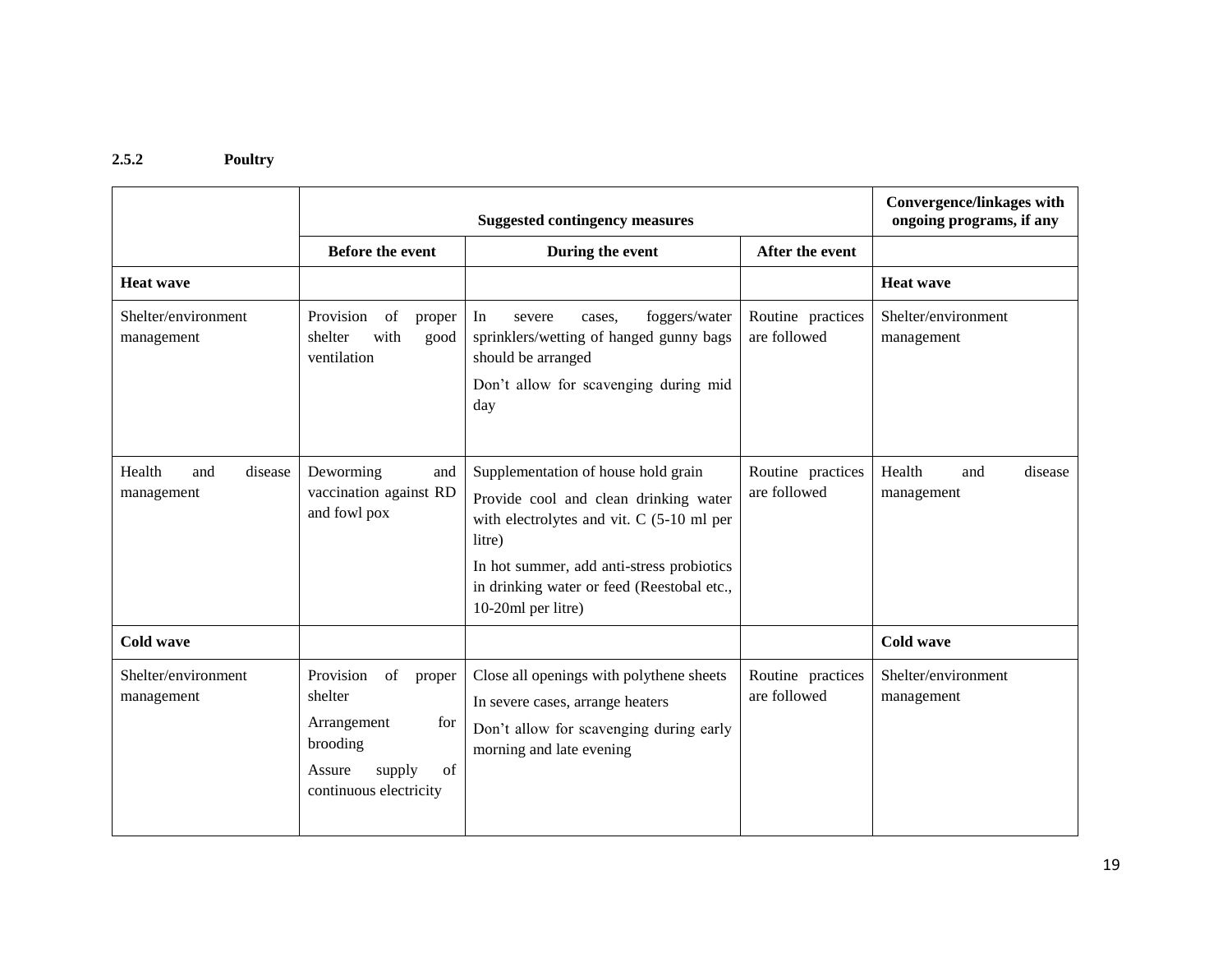### 2.5.2 Poultry

| | Suggested contingency measures | | | Convergence/linkages with ongoing programs, if any |
|---|---|---|---|---|
| | Before the event | During the event | After the event | |
| **Heat wave** | | | | **Heat wave** |
| Shelter/environment management | Provision of proper shelter with good ventilation | In severe cases, foggers/water sprinklers/wetting of hanged gunny bags should be arranged<br>Don't allow for scavenging during mid day | Routine practices are followed | Shelter/environment management |
| Health and disease management | Deworming and vaccination against RD and fowl pox | Supplementation of house hold grain<br>Provide cool and clean drinking water with electrolytes and vit. C (5-10 ml per litre)<br>In hot summer, add anti-stress probiotics in drinking water or feed (Reestobal etc., 10-20ml per litre) | Routine practices are followed | Health and disease management |
| **Cold wave** | | | | **Cold wave** |
| Shelter/environment management | Provision of proper shelter<br>Arrangement for brooding<br>Assure supply of continuous electricity | Close all openings with polythene sheets<br>In severe cases, arrange heaters<br>Don't allow for scavenging during early morning and late evening | Routine practices are followed | Shelter/environment management |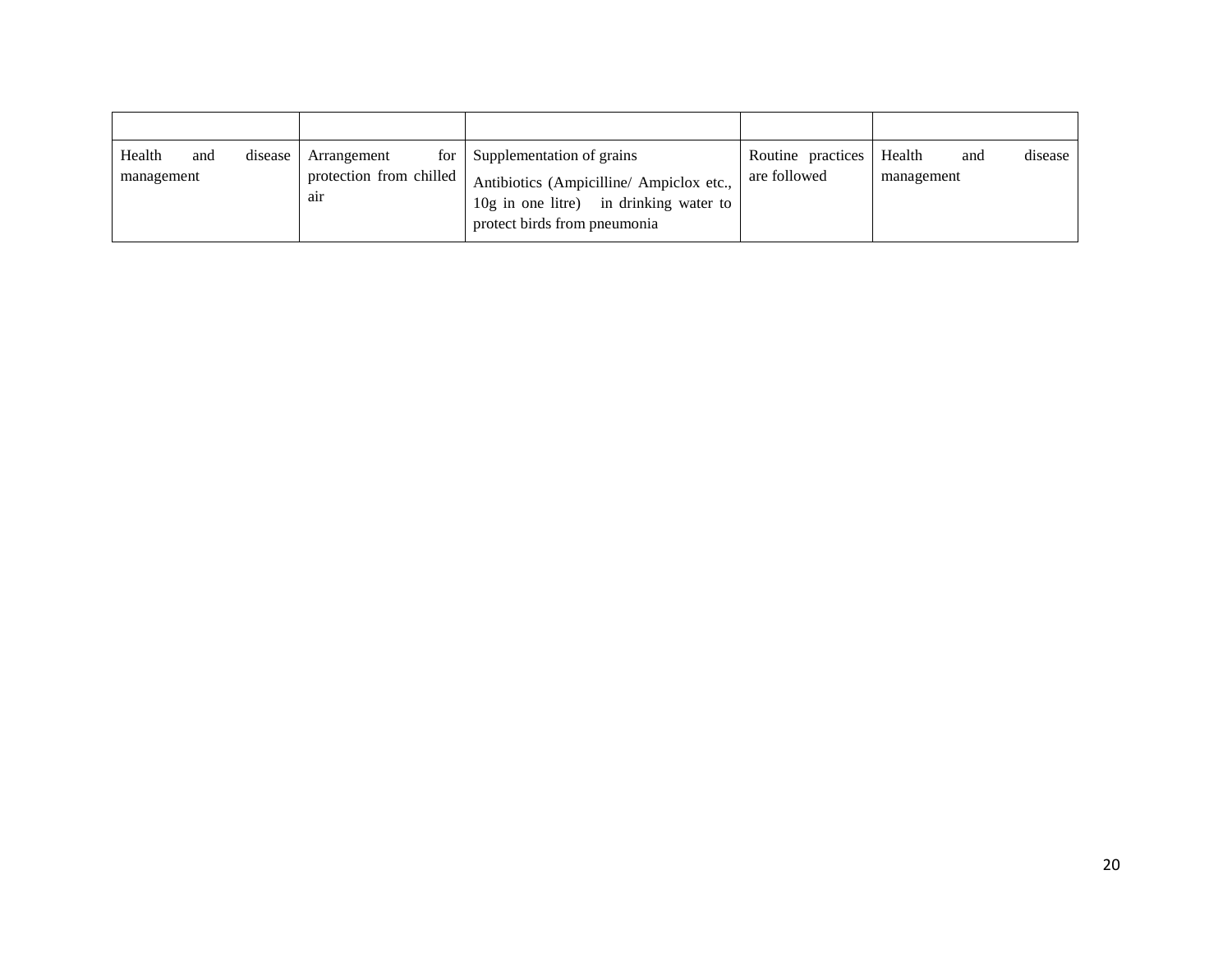| | | | | |
|---|---|---|---|---|
| Health and disease management | Arrangement for protection from chilled air | Supplementation of grains<br>Antibiotics (Ampicilline/ Ampiclox etc., 10g in one litre) in drinking water to protect birds from pneumonia | Routine practices are followed | Health and disease management |